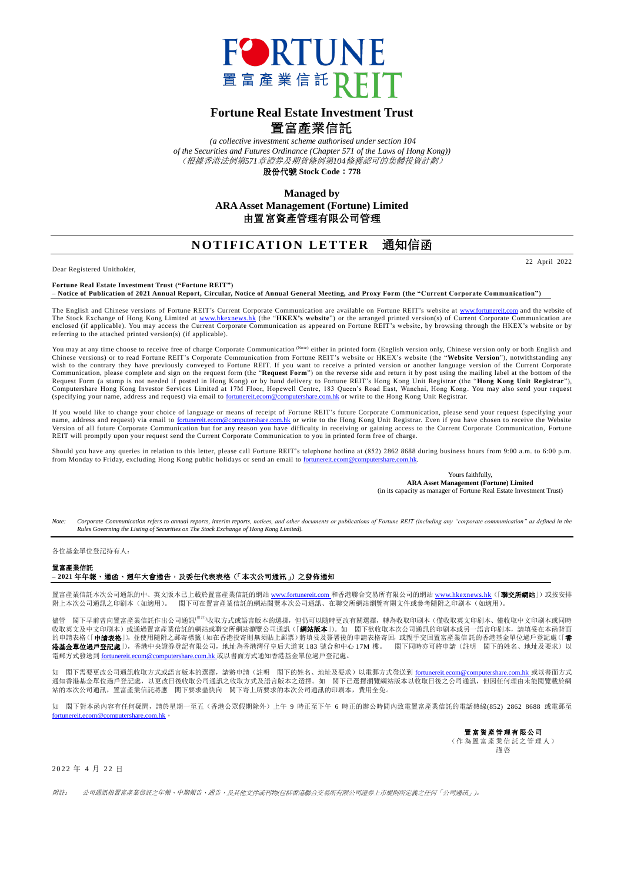FORTUNE 置富產業信託 REIT

# Fortune Real Estate Investment Trust
# 置富產業信託

*(a collective investment scheme authorised under section 104 of the Securities and Futures Ordinance (Chapter 571 of the Laws of Hong Kong))*
*（根據香港法例第571章證券及期貨條例第104條獲認可的集體投資計劃）*
**股份代號 Stock Code：778**

**Managed by**
**ARA Asset Management (Fortune) Limited**
**由置富資產管理有限公司管理**

## NOTIFICATION LETTER 通知信函

22 April 2022

Dear Registered Unitholder,

**Fortune Real Estate Investment Trust ("Fortune REIT")**
**– Notice of Publication of 2021 Annual Report, Circular, Notice of Annual General Meeting, and Proxy Form (the "Current Corporate Communication")**

The English and Chinese versions of Fortune REIT's Current Corporate Communication are available on Fortune REIT's website at www.fortunereit.com and the website of The Stock Exchange of Hong Kong Limited at www.hkexnews.hk (the "**HKEX's website**") or the arranged printed version(s) of Current Corporate Communication are enclosed (if applicable). You may access the Current Corporate Communication as appeared on Fortune REIT's website, by browsing through the HKEX's website or by referring to the attached printed version(s) (if applicable).

You may at any time choose to receive free of charge Corporate Communication (Note) either in printed form (English version only, Chinese version only or both English and Chinese versions) or to read Fortune REIT's Corporate Communication from Fortune REIT's website or HKEX's website (the "**Website Version**"), notwithstanding any wish to the contrary that you have previously conveyed to Fortune REIT. If you want to receive a printed version or another language version of the Current Corporate Communication, please complete and sign on the request form (the "**Request Form**") on the reverse side and return it by post using the mailing label at the bottom of the Request Form (a stamp is not needed if posted in Hong Kong) or by hand delivery to Fortune REIT's Hong Kong Unit Registrar (the "**Hong Kong Unit Registrar**"), Computershare Hong Kong Investor Services Limited at 17M Floor, Hopewell Centre, 183 Queen's Road East, Wanchai, Hong Kong. You may also send your request (specifying your name, address and request) via email to fortunereit.ecom@computershare.com.hk or write to the Hong Kong Unit Registrar.

If you would like to change your choice of language or means of receipt of Fortune REIT's future Corporate Communication, please send your request (specifying your name, address and request) via email to fortunereit.ecom@computershare.com.hk or write to the Hong Kong Unit Registrar. Even if you have chosen to receive the Website Version of all future Corporate Communication but for any reason you have difficulty in receiving or gaining access to the Current Corporate Communication, Fortune REIT will promptly upon your request send the Current Corporate Communication to you in printed form free of charge.

Should you have any queries in relation to this letter, please call Fortune REIT's telephone hotline at (852) 2862 8688 during business hours from 9:00 a.m. to 6:00 p.m. from Monday to Friday, excluding Hong Kong public holidays or send an email to fortunereit.ecom@computershare.com.hk.

Yours faithfully,
**ARA Asset Management (Fortune) Limited**
(in its capacity as manager of Fortune Real Estate Investment Trust)

*Note: Corporate Communication refers to annual reports, interim reports, notices, and other documents or publications of Fortune REIT (including any "corporate communication" as defined in the Rules Governing the Listing of Securities on The Stock Exchange of Hong Kong Limited).*

---

各位基金單位登記持有人：

**置富產業信託**
**– 2021 年年報、通函、週年大會通告，及委任代表表格（「本次公司通訊」）之發佈通知**

置富產業信託本次公司通訊的中、英文版本已上載於置富產業信託的網站 www.fortunereit.com 和香港聯合交易所有限公司的網站 www.hkexnews.hk（「**聯交所網站**」）或按安排附上本次公司通訊之印刷本（如適用）。 閣下可在置富產業信託的網站閱覽本次公司通訊、在聯交所網站瀏覽有關文件或參考隨附之印刷本（如適用）。

儘管 閣下早前曾向置富產業信託作出公司通訊(附註)收取方式或語言版本的選擇，但仍可以隨時更改有關選擇，轉為收取印刷本（僅收取英文印刷本、僅收取中文印刷本或同時收取英文及中文印刷本）或通過置富產業信託的網站或聯交所網站瀏覽公司通訊（「**網站版本**」）。如 閣下欲收取本次公司通訊的印刷本或另一語言印刷本，請填妥在本函背面的申請表格（「**申請表格**」），並使用隨附之郵寄標籤（如在香港投寄則無須貼上郵票）將填妥及簽署後的申請表格寄回，或親手交回置富產業信託的香港基金單位過戶登記處（「**香港基金單位過戶登記處**」），香港中央證券登記有限公司，地址為香港灣仔皇后大道東 183 號合和中心 17M 樓。 閣下同時亦可將申請（註明 閣下的姓名、地址及要求）以電郵方式發送到 fortunereit.ecom@computershare.com.hk 或以書面方式通知香港基金單位過戶登記處。

如 閣下需要更改公司通訊收取方式或語言版本的選擇，請將申請（註明 閣下的姓名、地址及要求）以電郵方式發送到 fortunereit.ecom@computershare.com.hk 或以書面方式通知香港基金單位過戶登記處，以更改日後收取公司通訊之收取方式及語言版本之選擇。如 閣下已選擇瀏覽網站版本以收取日後之公司通訊，但因任何理由未能閱覽載於網站的本次公司通訊，置富產業信託將應 閣下要求盡快向 閣下寄上所要求的本次公司通訊的印刷本，費用全免。

如 閣下對本函內容有任何疑問，請於星期一至五（香港公眾假期除外）上午 9 時正至下午 6 時正的辦公時間內致電置富產業信託的電話熱線(852) 2862 8688 或電郵至 fortunereit.ecom@computershare.com.hk。

**置富資產管理有限公司**
（作為置富產業信託之管理人）
謹啓

2022 年 4 月 22 日

*附註： 公司通訊指置富產業信託之年報、中期報告、通告，及其他文件或刊物(包括香港聯合交易所有限公司證券上市規則所定義之任何「公司通訊」)。*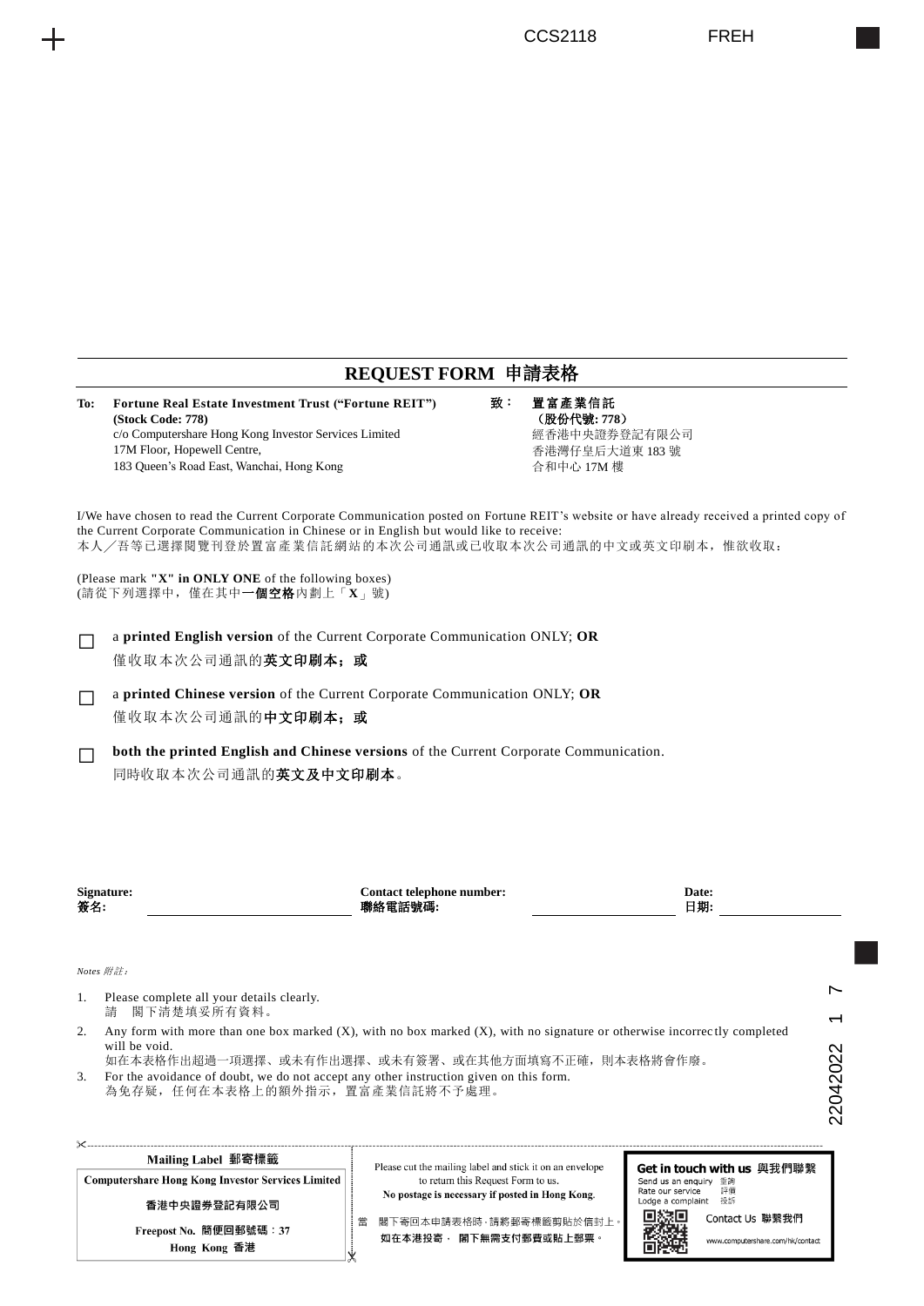# REQUEST FORM 申請表格

**To:** **Fortune Real Estate Investment Trust ("Fortune REIT")**
**(Stock Code: 778)**
c/o Computershare Hong Kong Investor Services Limited
17M Floor, Hopewell Centre,
183 Queen's Road East, Wanchai, Hong Kong

**致：** **置富產業信託**
**（股份代號: 778）**
經香港中央證券登記有限公司
香港灣仔皇后大道東 183 號
合和中心 17M 樓

I/We have chosen to read the Current Corporate Communication posted on Fortune REIT's website or have already received a printed copy of the Current Corporate Communication in Chinese or in English but would like to receive:
本人／吾等已選擇閱覽刊登於置富產業信託網站的本次公司通訊或已收取本次公司通訊的中文或英文印刷本，惟欲收取：

(Please mark **"X" in ONLY ONE** of the following boxes)
(請從下列選擇中，僅在其中**一個空格**內劃上「**X**」號)

☐ a **printed English version** of the Current Corporate Communication ONLY; **OR**
僅收取本次公司通訊的**英文印刷本；或**

☐ a **printed Chinese version** of the Current Corporate Communication ONLY; **OR**
僅收取本次公司通訊的**中文印刷本；或**

☐ **both the printed English and Chinese versions** of the Current Corporate Communication.
同時收取本次公司通訊的**英文及中文印刷本**。

**Signature:**
**簽名:** ____________________

**Contact telephone number:**
**聯絡電話號碼:** ____________________

**Date:**
**日期:** ____________________

*Notes 附註：*

1. Please complete all your details clearly.
請 閣下清楚填妥所有資料。
2. Any form with more than one box marked (X), with no box marked (X), with no signature or otherwise incorrectly completed will be void.
如在本表格作出超過一項選擇、或未有作出選擇、或未有簽署、或在其他方面填寫不正確，則本表格將會作廢。
3. For the avoidance of doubt, we do not accept any other instruction given on this form.
為免存疑，任何在本表格上的額外指示，置富產業信託將不予處理。

22042022 1 7

**Mailing Label 郵寄標籤**
**Computershare Hong Kong Investor Services Limited**
**香港中央證券登記有限公司**
**Freepost No. 簡便回郵號碼：37**
**Hong Kong 香港**

Please cut the mailing label and stick it on an envelope to return this Request Form to us.
**No postage is necessary if posted in Hong Kong.**
當 閣下寄回本申請表格時，請將郵寄標籤剪貼於信封上。
**如在本港投寄， 閣下無需支付郵費或貼上郵票。**

**Get in touch with us 與我們聯繫**
Send us an enquiry 查詢
Rate our service 評價
Lodge a complaint 投訴
Contact Us 聯繫我們
www.computershare.com/hk/contact